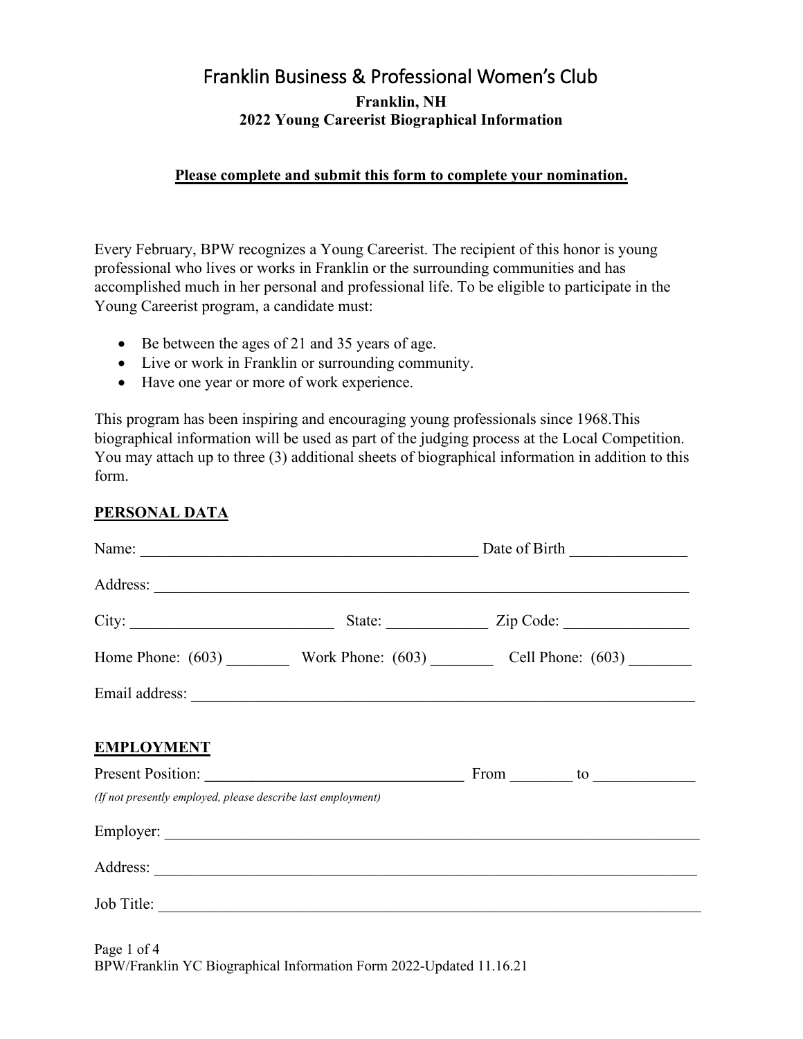# Franklin Business & Professional Women's Club

**Franklin, NH**
**2022 Young Careerist Biographical Information**

**Please complete and submit this form to complete your nomination.**

Every February, BPW recognizes a Young Careerist. The recipient of this honor is young professional who lives or works in Franklin or the surrounding communities and has accomplished much in her personal and professional life. To be eligible to participate in the Young Careerist program, a candidate must:

- Be between the ages of 21 and 35 years of age.
- Live or work in Franklin or surrounding community.
- Have one year or more of work experience.

This program has been inspiring and encouraging young professionals since 1968.This biographical information will be used as part of the judging process at the Local Competition. You may attach up to three (3) additional sheets of biographical information in addition to this form.

## PERSONAL DATA

Name: ____________________________________________ Date of Birth _______________

Address: ______________________________________________________________________

City: __________________________ State: _____________ Zip Code: ________________

Home Phone: (603) ________ Work Phone: (603) ________ Cell Phone: (603) ________

Email address: _________________________________________________________________

## EMPLOYMENT

Present Position: **_________________________________** From ________ to _____________

*(If not presently employed, please describe last employment)*

Employer: _____________________________________________________________________

Address: ______________________________________________________________________

Job Title: _____________________________________________________________________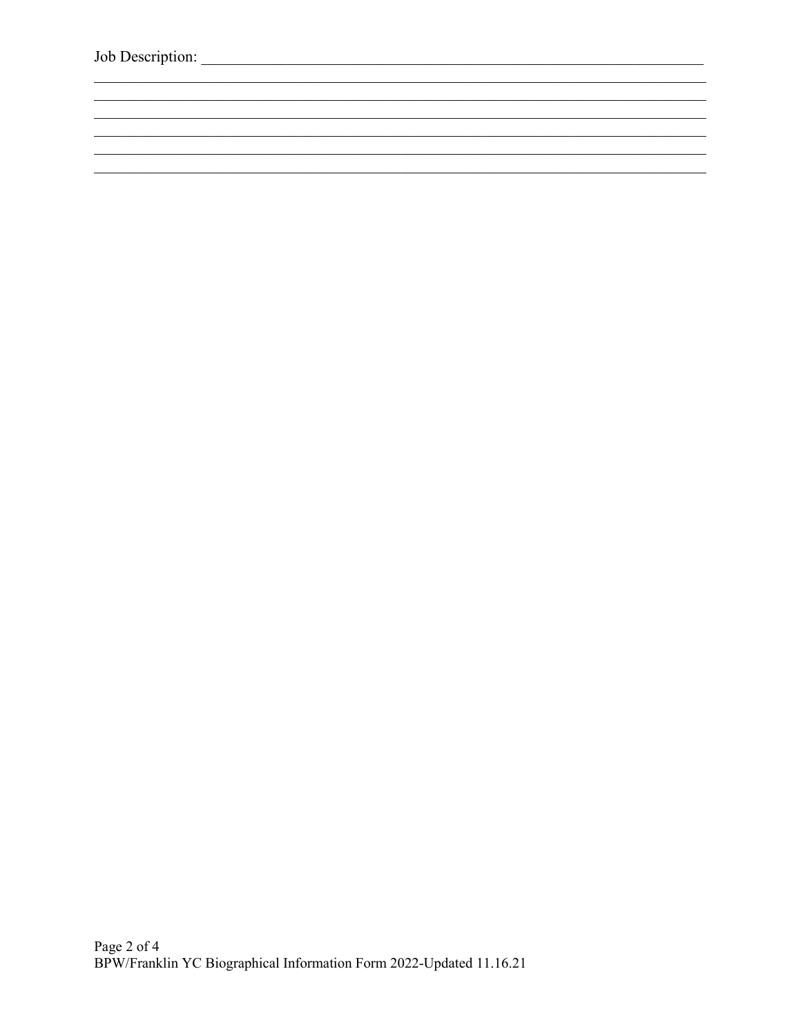Job Description: ______________________________________________________________________

______________________________________________________________________________

______________________________________________________________________________

______________________________________________________________________________

______________________________________________________________________________

______________________________________________________________________________

______________________________________________________________________________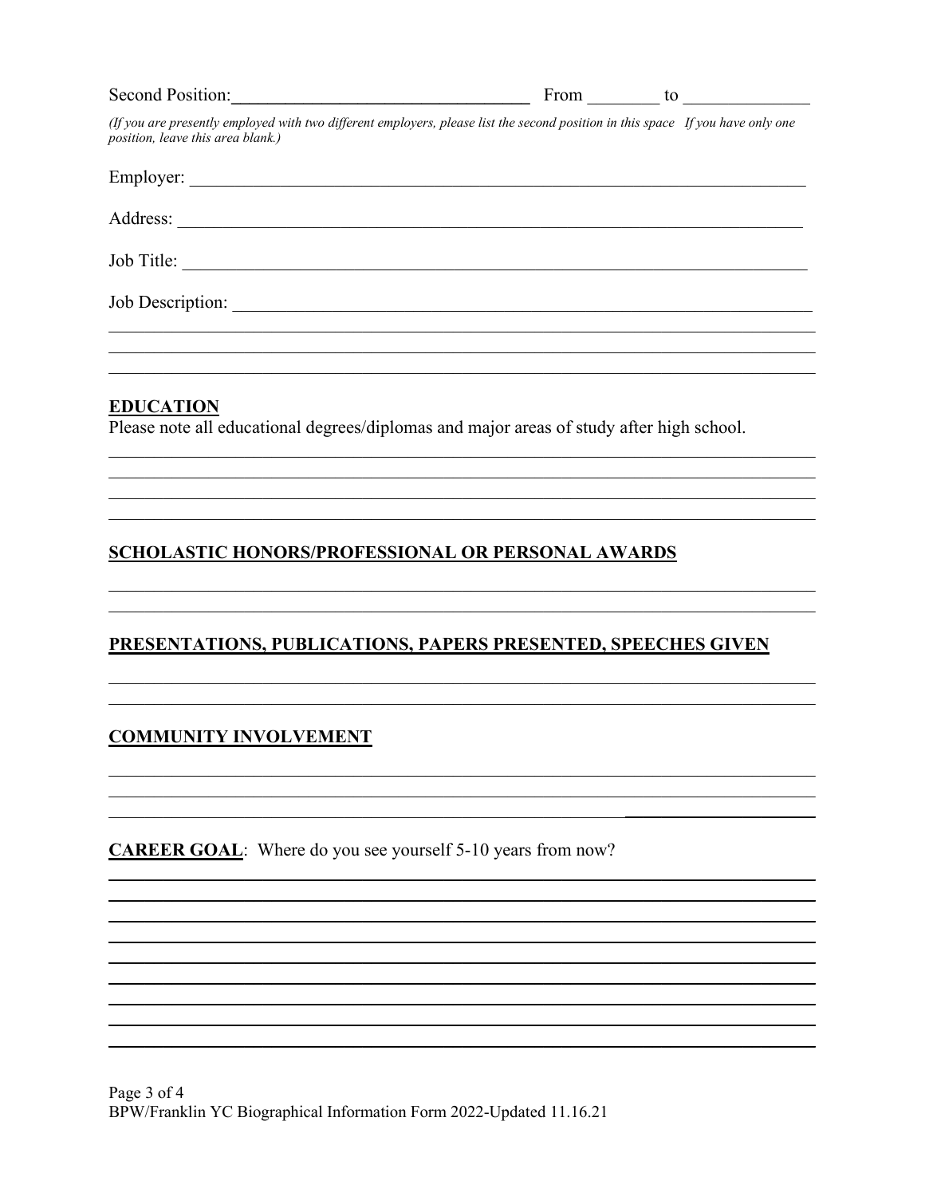Second Position:_________________________________ From ________ to _____________

*(If you are presently employed with two different employers, please list the second position in this space If you have only one position, leave this area blank.)*

Employer: ______________________________________________________________________

Address: _______________________________________________________________________

Job Title: ______________________________________________________________________

Job Description: _________________________________________________________________

_______________________________________________________________________________

_______________________________________________________________________________

_______________________________________________________________________________

## EDUCATION

Please note all educational degrees/diplomas and major areas of study after high school.

_______________________________________________________________________________

_______________________________________________________________________________

_______________________________________________________________________________

_______________________________________________________________________________

## SCHOLASTIC HONORS/PROFESSIONAL OR PERSONAL AWARDS

_______________________________________________________________________________

_______________________________________________________________________________

## PRESENTATIONS, PUBLICATIONS, PAPERS PRESENTED, SPEECHES GIVEN

_______________________________________________________________________________

_______________________________________________________________________________

## COMMUNITY INVOLVEMENT

_______________________________________________________________________________

_______________________________________________________________________________

_______________________________________________________________________________

**CAREER GOAL**: Where do you see yourself 5-10 years from now?

_______________________________________________________________________________

_______________________________________________________________________________

_______________________________________________________________________________

_______________________________________________________________________________

_______________________________________________________________________________

_______________________________________________________________________________

_______________________________________________________________________________

_______________________________________________________________________________

_______________________________________________________________________________

BPW/Franklin YC Biographical Information Form 2022-Updated 11.16.21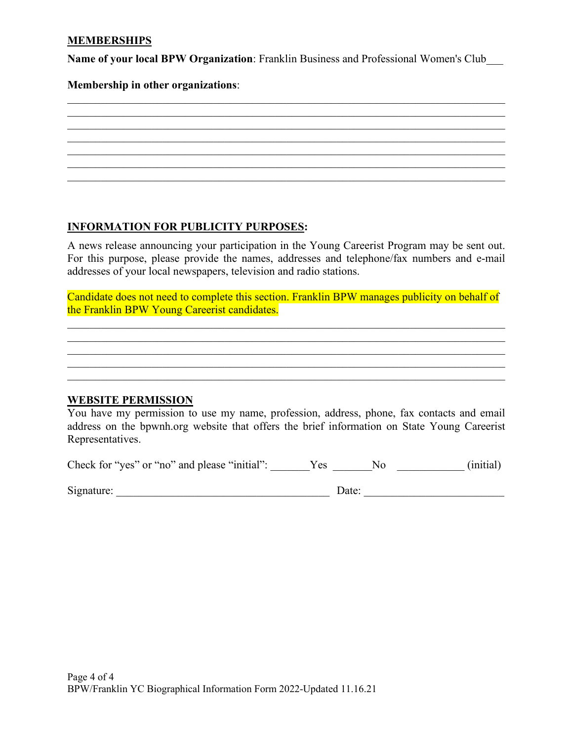## MEMBERSHIPS

**Name of your local BPW Organization**: Franklin Business and Professional Women's Club___

**Membership in other organizations**:

_______________________________________________________________________________
_______________________________________________________________________________
_______________________________________________________________________________
_______________________________________________________________________________
_______________________________________________________________________________
_______________________________________________________________________________
_______________________________________________________________________________

## INFORMATION FOR PUBLICITY PURPOSES:

A news release announcing your participation in the Young Careerist Program may be sent out. For this purpose, please provide the names, addresses and telephone/fax numbers and e-mail addresses of your local newspapers, television and radio stations.

Candidate does not need to complete this section. Franklin BPW manages publicity on behalf of the Franklin BPW Young Careerist candidates.

_______________________________________________________________________________
_______________________________________________________________________________
_______________________________________________________________________________
_______________________________________________________________________________
_______________________________________________________________________________

## WEBSITE PERMISSION

You have my permission to use my name, profession, address, phone, fax contacts and email address on the bpwnh.org website that offers the brief information on State Young Careerist Representatives.

Check for "yes" or "no" and please "initial": _______Yes _______No ____________ (initial)

Signature: ______________________________________ Date: _________________________